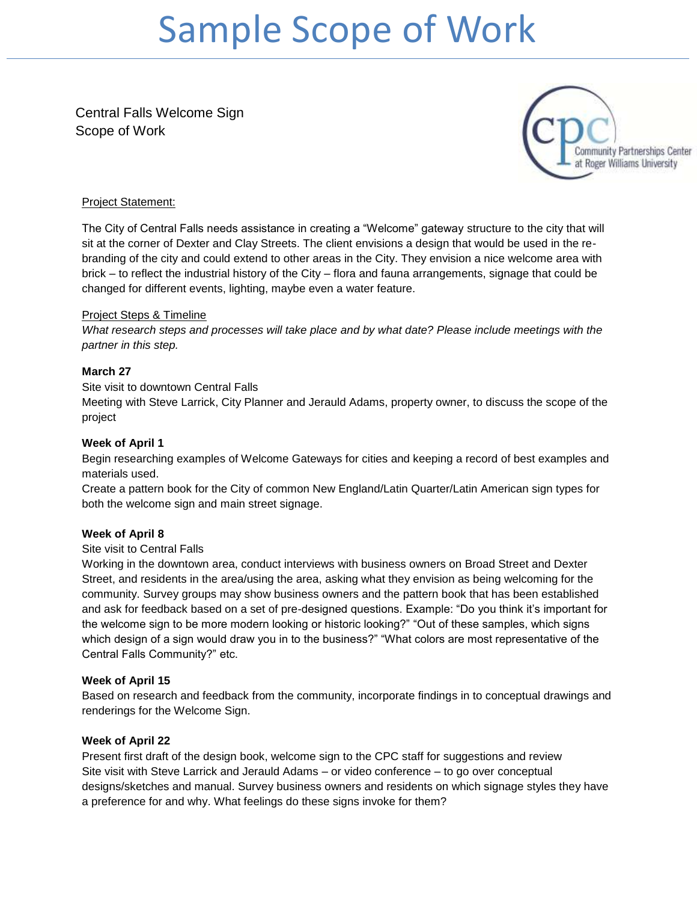# Sample Scope of Work

Central Falls Welcome Sign
Scope of Work

Community Partnerships Center at Roger Williams University

Project Statement:

The City of Central Falls needs assistance in creating a "Welcome" gateway structure to the city that will sit at the corner of Dexter and Clay Streets. The client envisions a design that would be used in the re-branding of the city and could extend to other areas in the City. They envision a nice welcome area with brick – to reflect the industrial history of the City – flora and fauna arrangements, signage that could be changed for different events, lighting, maybe even a water feature.

Project Steps & Timeline

*What research steps and processes will take place and by what date? Please include meetings with the partner in this step.*

**March 27**

Site visit to downtown Central Falls
Meeting with Steve Larrick, City Planner and Jerauld Adams, property owner, to discuss the scope of the project

**Week of April 1**

Begin researching examples of Welcome Gateways for cities and keeping a record of best examples and materials used.
Create a pattern book for the City of common New England/Latin Quarter/Latin American sign types for both the welcome sign and main street signage.

**Week of April 8**

Site visit to Central Falls
Working in the downtown area, conduct interviews with business owners on Broad Street and Dexter Street, and residents in the area/using the area, asking what they envision as being welcoming for the community. Survey groups may show business owners and the pattern book that has been established and ask for feedback based on a set of pre-designed questions. Example: "Do you think it's important for the welcome sign to be more modern looking or historic looking?" "Out of these samples, which signs which design of a sign would draw you in to the business?" "What colors are most representative of the Central Falls Community?" etc.

**Week of April 15**

Based on research and feedback from the community, incorporate findings in to conceptual drawings and renderings for the Welcome Sign.

**Week of April 22**

Present first draft of the design book, welcome sign to the CPC staff for suggestions and review
Site visit with Steve Larrick and Jerauld Adams – or video conference – to go over conceptual designs/sketches and manual. Survey business owners and residents on which signage styles they have a preference for and why. What feelings do these signs invoke for them?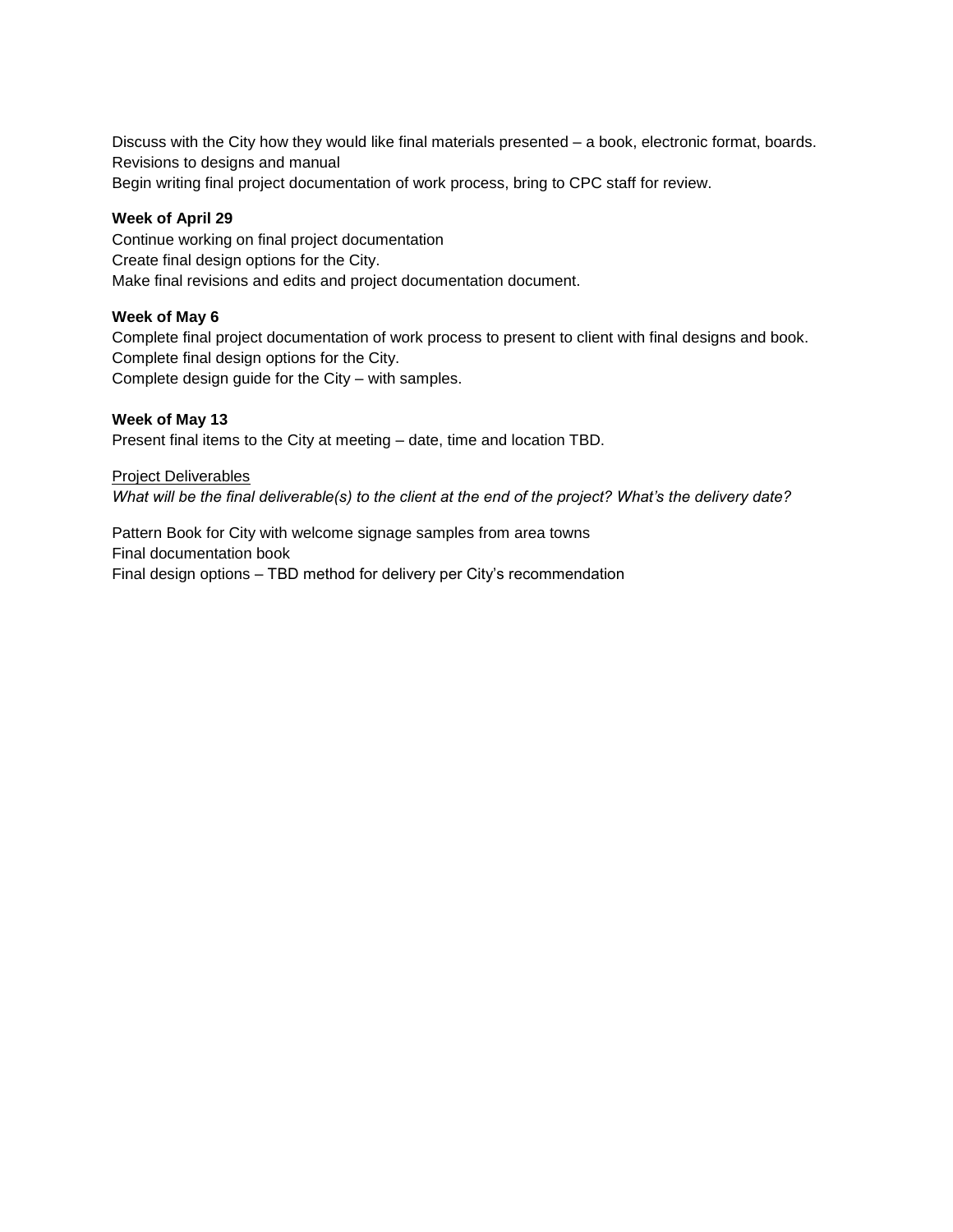Discuss with the City how they would like final materials presented – a book, electronic format, boards.
Revisions to designs and manual
Begin writing final project documentation of work process, bring to CPC staff for review.

**Week of April 29**
Continue working on final project documentation
Create final design options for the City.
Make final revisions and edits and project documentation document.

**Week of May 6**
Complete final project documentation of work process to present to client with final designs and book.
Complete final design options for the City.
Complete design guide for the City – with samples.

**Week of May 13**
Present final items to the City at meeting – date, time and location TBD.

<u>Project Deliverables</u>
*What will be the final deliverable(s) to the client at the end of the project? What's the delivery date?*

Pattern Book for City with welcome signage samples from area towns
Final documentation book
Final design options – TBD method for delivery per City's recommendation